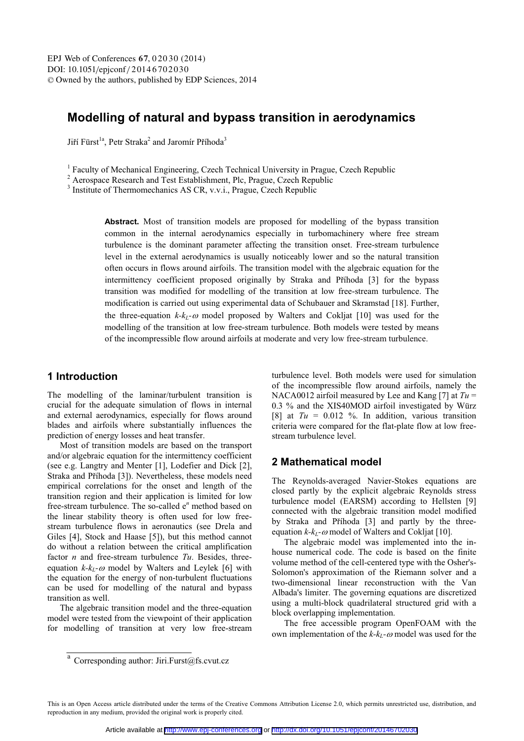# Modelling of natural and bypass transition in aerodynamics

Jiří Fürst[1a], Petr Straka[2] and Jaromír Příhoda[3]

[1] Faculty of Mechanical Engineering, Czech Technical University in Prague, Czech Republic
[2] Aerospace Research and Test Establishment, Plc, Prague, Czech Republic
[3] Institute of Thermomechanics AS CR, v.v.i., Prague, Czech Republic

**Abstract.** Most of transition models are proposed for modelling of the bypass transition common in the internal aerodynamics especially in turbomachinery where free stream turbulence is the dominant parameter affecting the transition onset. Free-stream turbulence level in the external aerodynamics is usually noticeably lower and so the natural transition often occurs in flows around airfoils. The transition model with the algebraic equation for the intermittency coefficient proposed originally by Straka and Příhoda [3] for the bypass transition was modified for modelling of the transition at low free-stream turbulence. The modification is carried out using experimental data of Schubauer and Skramstad [18]. Further, the three-equation $k$-$k_L$-$\omega$ model proposed by Walters and Cokljat [10] was used for the modelling of the transition at low free-stream turbulence. Both models were tested by means of the incompressible flow around airfoils at moderate and very low free-stream turbulence.

## 1 Introduction

The modelling of the laminar/turbulent transition is crucial for the adequate simulation of flows in internal and external aerodynamics, especially for flows around blades and airfoils where substantially influences the prediction of energy losses and heat transfer.

Most of transition models are based on the transport and/or algebraic equation for the intermittency coefficient (see e.g. Langtry and Menter [1], Lodefier and Dick [2], Straka and Příhoda [3]). Nevertheless, these models need empirical correlations for the onset and length of the transition region and their application is limited for low free-stream turbulence. The so-called $e^n$ method based on the linear stability theory is often used for low free-stream turbulence flows in aeronautics (see Drela and Giles [4], Stock and Haase [5]), but this method cannot do without a relation between the critical amplification factor $n$ and free-stream turbulence $Tu$. Besides, three-equation $k$-$k_L$-$\omega$ model by Walters and Leylek [6] with the equation for the energy of non-turbulent fluctuations can be used for modelling of the natural and bypass transition as well.

The algebraic transition model and the three-equation model were tested from the viewpoint of their application for modelling of transition at very low free-stream turbulence level. Both models were used for simulation of the incompressible flow around airfoils, namely the NACA0012 airfoil measured by Lee and Kang [7] at $Tu$ = 0.3 % and the XIS40MOD airfoil investigated by Würz [8] at $Tu$ = 0.012 %. In addition, various transition criteria were compared for the flat-plate flow at low free-stream turbulence level.

## 2 Mathematical model

The Reynolds-averaged Navier-Stokes equations are closed partly by the explicit algebraic Reynolds stress turbulence model (EARSM) according to Hellsten [9] connected with the algebraic transition model modified by Straka and Příhoda [3] and partly by the three-equation $k$-$k_L$-$\omega$ model of Walters and Cokljat [10].

The algebraic model was implemented into the in-house numerical code. The code is based on the finite volume method of the cell-centered type with the Osher's-Solomon's approximation of the Riemann solver and a two-dimensional linear reconstruction with the Van Albada's limiter. The governing equations are discretized using a multi-block quadrilateral structured grid with a block overlapping implementation.

The free accessible program OpenFOAM with the own implementation of the $k$-$k_L$-$\omega$ model was used for the

[a] Corresponding author: Jiri.Furst@fs.cvut.cz

This is an Open Access article distributed under the terms of the Creative Commons Attribution License 2.0, which permits unrestricted use, distribution, and reproduction in any medium, provided the original work is properly cited.

Article available at http://www.epj-conferences.org or http://dx.doi.org/10.1051/epjconf/20146702030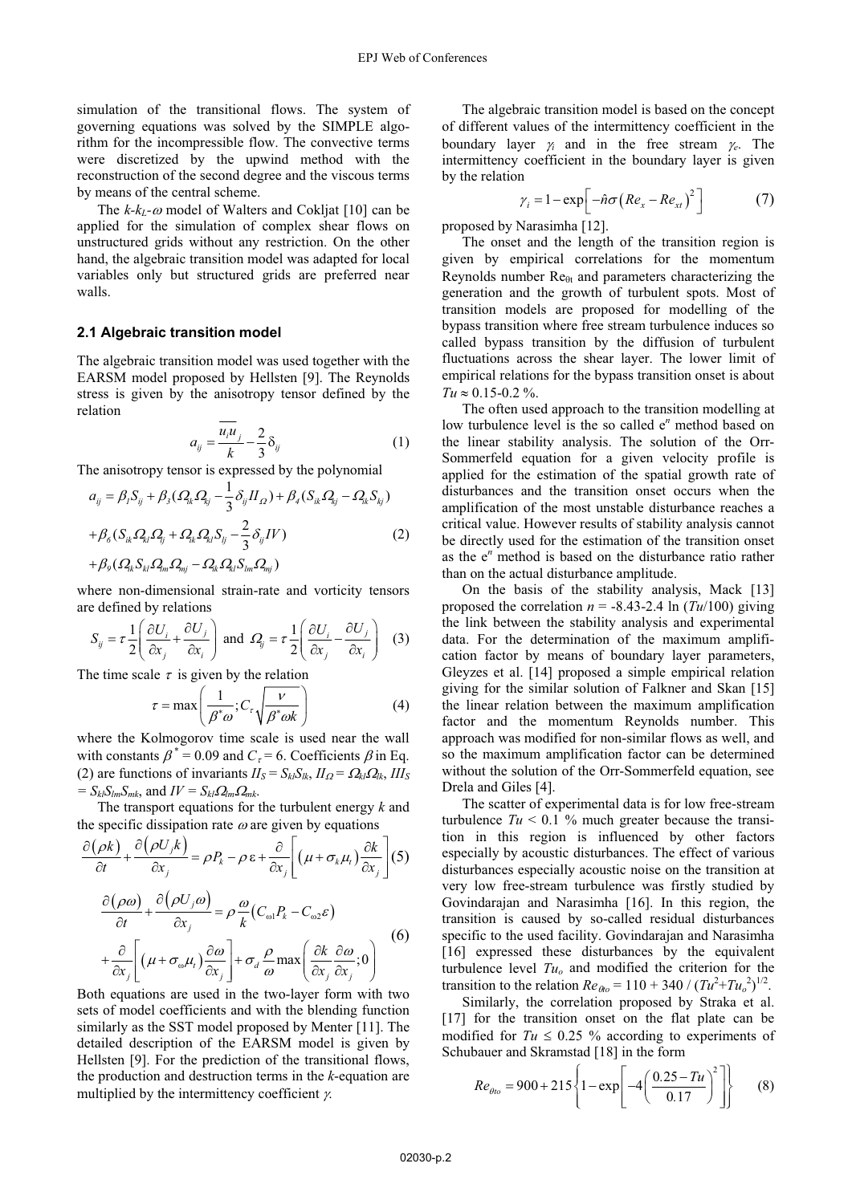simulation of the transitional flows. The system of governing equations was solved by the SIMPLE algorithm for the incompressible flow. The convective terms were discretized by the upwind method with the reconstruction of the second degree and the viscous terms by means of the central scheme.

The $k$-$k_L$-$\omega$ model of Walters and Cokljat [10] can be applied for the simulation of complex shear flows on unstructured grids without any restriction. On the other hand, the algebraic transition model was adapted for local variables only but structured grids are preferred near walls.

### 2.1 Algebraic transition model

The algebraic transition model was used together with the EARSM model proposed by Hellsten [9]. The Reynolds stress is given by the anisotropy tensor defined by the relation

$$a_{ij} = \frac{\overline{u_i u_j}}{k} - \frac{2}{3}\delta_{ij} \tag{1}$$

The anisotropy tensor is expressed by the polynomial

$$\begin{aligned} a_{ij} &= \beta_1 S_{ij} + \beta_3 (\Omega_{ik}\Omega_{kj} - \frac{1}{3}\delta_{ij} II_{\Omega}) + \beta_4 (S_{ik}\Omega_{kj} - \Omega_{ik}S_{kj}) \\ &+ \beta_6 (S_{ik}\Omega_{kl}\Omega_{lj} + \Omega_{ik}\Omega_{kl}S_{lj} - \frac{2}{3}\delta_{ij} IV) \\ &+ \beta_9 (\Omega_{ik}S_{kl}\Omega_{lm}\Omega_{mj} - \Omega_{ik}\Omega_{kl}S_{lm}\Omega_{mj}) \end{aligned} \tag{2}$$

where non-dimensional strain-rate and vorticity tensors are defined by relations

$$S_{ij} = \tau \frac{1}{2}\left(\frac{\partial U_i}{\partial x_j} + \frac{\partial U_j}{\partial x_i}\right) \text{ and } \Omega_{ij} = \tau \frac{1}{2}\left(\frac{\partial U_i}{\partial x_j} - \frac{\partial U_j}{\partial x_i}\right) \tag{3}$$

The time scale $\tau$ is given by the relation

$$\tau = \max\left(\frac{1}{\beta^* \omega}; C_\tau \sqrt{\frac{\nu}{\beta^* \omega k}}\right) \tag{4}$$

where the Kolmogorov time scale is used near the wall with constants $\beta^* = 0.09$ and $C_\tau = 6$. Coefficients $\beta$ in Eq. (2) are functions of invariants $II_S = S_{kl}S_{lk}$, $II_\Omega = \Omega_{kl}\Omega_{lk}$, $III_S = S_{kl}S_{lm}S_{mk}$, and $IV = S_{kl}\Omega_{lm}\Omega_{mk}$.

The transport equations for the turbulent energy $k$ and the specific dissipation rate $\omega$ are given by equations

$$\frac{\partial(\rho k)}{\partial t} + \frac{\partial(\rho U_j k)}{\partial x_j} = \rho P_k - \rho\,\varepsilon + \frac{\partial}{\partial x_j}\left[(\mu + \sigma_k \mu_t)\frac{\partial k}{\partial x_j}\right] \tag{5}$$

$$\begin{aligned} \frac{\partial(\rho\omega)}{\partial t} + \frac{\partial(\rho U_j \omega)}{\partial x_j} &= \rho \frac{\omega}{k}\left(C_{\omega 1}P_k - C_{\omega 2}\varepsilon\right) \\ &+ \frac{\partial}{\partial x_j}\left[(\mu + \sigma_\omega \mu_t)\frac{\partial \omega}{\partial x_j}\right] + \sigma_d \frac{\rho}{\omega}\max\left(\frac{\partial k}{\partial x_j}\frac{\partial \omega}{\partial x_j}; 0\right) \end{aligned} \tag{6}$$

Both equations are used in the two-layer form with two sets of model coefficients and with the blending function similarly as the SST model proposed by Menter [11]. The detailed description of the EARSM model is given by Hellsten [9]. For the prediction of the transitional flows, the production and destruction terms in the $k$-equation are multiplied by the intermittency coefficient $\gamma$.

The algebraic transition model is based on the concept of different values of the intermittency coefficient in the boundary layer $\gamma_i$ and in the free stream $\gamma_e$. The intermittency coefficient in the boundary layer is given by the relation

$$\gamma_i = 1 - \exp\left[-\hat{n}\sigma\left(Re_x - Re_{xt}\right)^2\right] \tag{7}$$

proposed by Narasimha [12].

The onset and the length of the transition region is given by empirical correlations for the momentum Reynolds number $Re_{\theta t}$ and parameters characterizing the generation and the growth of turbulent spots. Most of transition models are proposed for modelling of the bypass transition where free stream turbulence induces so called bypass transition by the diffusion of turbulent fluctuations across the shear layer. The lower limit of empirical relations for the bypass transition onset is about $Tu \approx 0.15$-$0.2$ %.

The often used approach to the transition modelling at low turbulence level is the so called $e^n$ method based on the linear stability analysis. The solution of the Orr-Sommerfeld equation for a given velocity profile is applied for the estimation of the spatial growth rate of disturbances and the transition onset occurs when the amplification of the most unstable disturbance reaches a critical value. However results of stability analysis cannot be directly used for the estimation of the transition onset as the $e^n$ method is based on the disturbance ratio rather than on the actual disturbance amplitude.

On the basis of the stability analysis, Mack [13] proposed the correlation $n = -8.43 - 2.4 \ln (Tu/100)$ giving the link between the stability analysis and experimental data. For the determination of the maximum amplification factor by means of boundary layer parameters, Gleyzes et al. [14] proposed a simple empirical relation giving for the similar solution of Falkner and Skan [15] the linear relation between the maximum amplification factor and the momentum Reynolds number. This approach was modified for non-similar flows as well, and so the maximum amplification factor can be determined without the solution of the Orr-Sommerfeld equation, see Drela and Giles [4].

The scatter of experimental data is for low free-stream turbulence $Tu < 0.1$ % much greater because the transition in this region is influenced by other factors especially by acoustic disturbances. The effect of various disturbances especially acoustic noise on the transition at very low free-stream turbulence was firstly studied by Govindarajan and Narasimha [16]. In this region, the transition is caused by so-called residual disturbances specific to the used facility. Govindarajan and Narasimha [16] expressed these disturbances by the equivalent turbulence level $Tu_o$ and modified the criterion for the transition to the relation $Re_{\theta to} = 110 + 340 / (Tu^2+Tu_o^2)^{1/2}$.

Similarly, the correlation proposed by Straka et al. [17] for the transition onset on the flat plate can be modified for $Tu \leq 0.25$ % according to experiments of Schubauer and Skramstad [18] in the form

$$Re_{\theta to} = 900 + 215\left\{1 - \exp\left[-4\left(\frac{0.25 - Tu}{0.17}\right)^2\right]\right\} \tag{8}$$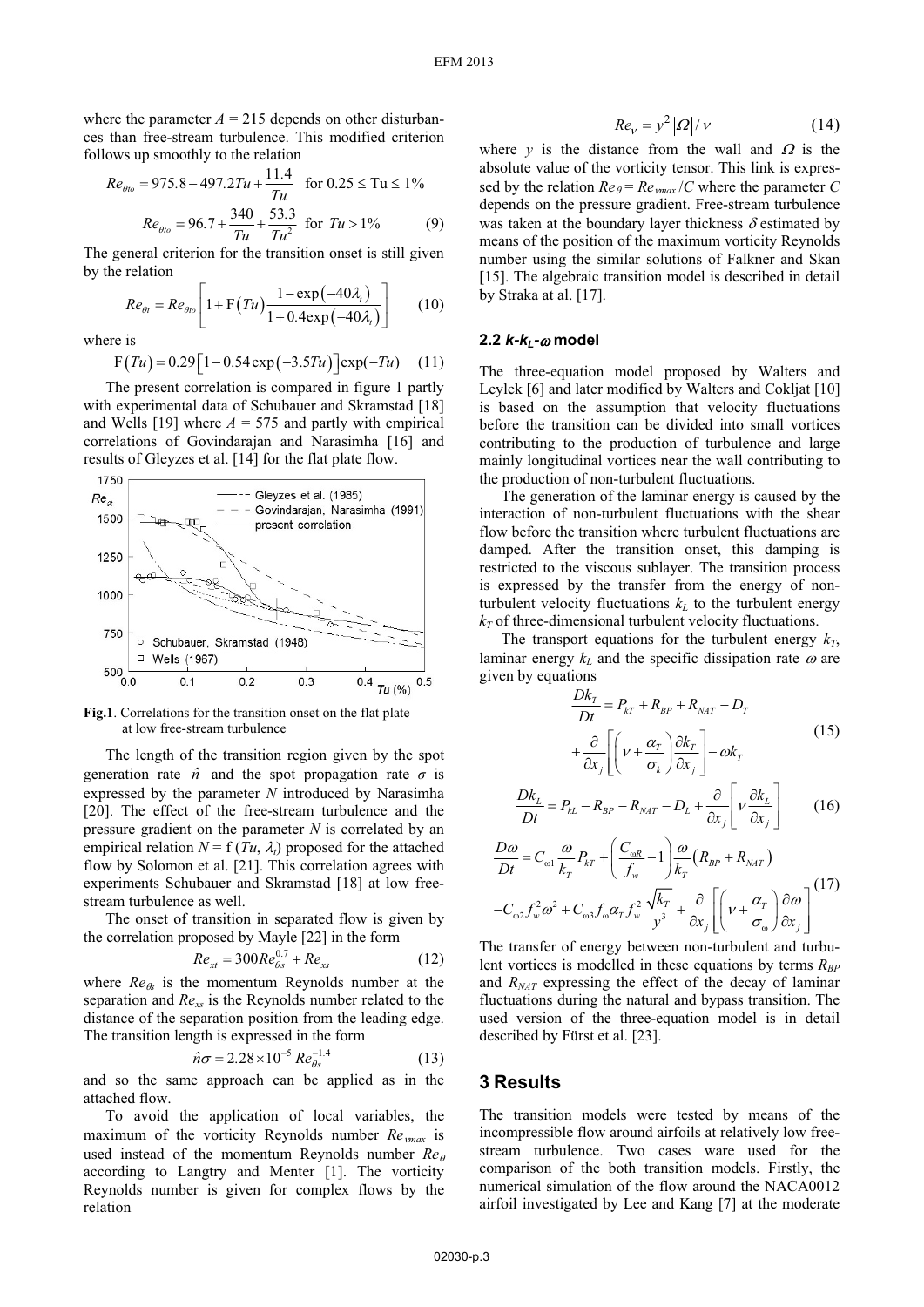where the parameter $A = 215$ depends on other disturbances than free-stream turbulence. This modified criterion follows up smoothly to the relation

$$Re_{\theta to} = 975.8 - 497.2Tu + \frac{11.4}{Tu} \quad \text{for } 0.25 \le \text{Tu} \le 1\%$$

$$Re_{\theta to} = 96.7 + \frac{340}{Tu} + \frac{53.3}{Tu^2} \quad \text{for } Tu > 1\% \tag{9}$$

The general criterion for the transition onset is still given by the relation

$$Re_{\theta t} = Re_{\theta to}\left[1 + \mathrm{F}\left(Tu\right)\frac{1-\exp\left(-40\lambda_t\right)}{1+0.4\exp\left(-40\lambda_t\right)}\right] \tag{10}$$

where is

$$\mathrm{F}\left(Tu\right) = 0.29\left[1 - 0.54\exp\left(-3.5Tu\right)\right]\exp(-Tu) \tag{11}$$

The present correlation is compared in figure 1 partly with experimental data of Schubauer and Skramstad [18] and Wells [19] where $A = 575$ and partly with empirical correlations of Govindarajan and Narasimha [16] and results of Gleyzes et al. [14] for the flat plate flow.

**Fig.1**. Correlations for the transition onset on the flat plate at low free-stream turbulence

The length of the transition region given by the spot generation rate $\hat{n}$ and the spot propagation rate $\sigma$ is expressed by the parameter $N$ introduced by Narasimha [20]. The effect of the free-stream turbulence and the pressure gradient on the parameter $N$ is correlated by an empirical relation $N = \mathrm{f}\,(Tu, \lambda_t)$ proposed for the attached flow by Solomon et al. [21]. This correlation agrees with experiments Schubauer and Skramstad [18] at low free-stream turbulence as well.

The onset of transition in separated flow is given by the correlation proposed by Mayle [22] in the form

$$Re_{xt} = 300Re_{\theta s}^{0.7} + Re_{xs} \tag{12}$$

where $Re_{\theta s}$ is the momentum Reynolds number at the separation and $Re_{xs}$ is the Reynolds number related to the distance of the separation position from the leading edge. The transition length is expressed in the form

$$\hat{n}\sigma = 2.28\times10^{-5}\,Re_{\theta s}^{-1.4} \tag{13}$$

and so the same approach can be applied as in the attached flow.

To avoid the application of local variables, the maximum of the vorticity Reynolds number $Re_{\nu max}$ is used instead of the momentum Reynolds number $Re_\theta$ according to Langtry and Menter [1]. The vorticity Reynolds number is given for complex flows by the relation

$$Re_\nu = y^2\left|\Omega\right|/\nu \tag{14}$$

where $y$ is the distance from the wall and $\Omega$ is the absolute value of the vorticity tensor. This link is expressed by the relation $Re_\theta = Re_{\nu max}/C$ where the parameter $C$ depends on the pressure gradient. Free-stream turbulence was taken at the boundary layer thickness $\delta$ estimated by means of the position of the maximum vorticity Reynolds number using the similar solutions of Falkner and Skan [15]. The algebraic transition model is described in detail by Straka at al. [17].

### 2.2 *k-k$_L$-ω* model

The three-equation model proposed by Walters and Leylek [6] and later modified by Walters and Cokljat [10] is based on the assumption that velocity fluctuations before the transition can be divided into small vortices contributing to the production of turbulence and large mainly longitudinal vortices near the wall contributing to the production of non-turbulent fluctuations.

The generation of the laminar energy is caused by the interaction of non-turbulent fluctuations with the shear flow before the transition where turbulent fluctuations are damped. After the transition onset, this damping is restricted to the viscous sublayer. The transition process is expressed by the transfer from the energy of non-turbulent velocity fluctuations $k_L$ to the turbulent energy $k_T$ of three-dimensional turbulent velocity fluctuations.

The transport equations for the turbulent energy $k_T$, laminar energy $k_L$ and the specific dissipation rate $\omega$ are given by equations

$$\begin{aligned}\frac{Dk_T}{Dt} &= P_{kT} + R_{BP} + R_{NAT} - D_T \\ &+ \frac{\partial}{\partial x_j}\left[\left(\nu + \frac{\alpha_T}{\sigma_k}\right)\frac{\partial k_T}{\partial x_j}\right] - \omega k_T\end{aligned} \tag{15}$$

$$\frac{Dk_L}{Dt} = P_{kL} - R_{BP} - R_{NAT} - D_L + \frac{\partial}{\partial x_j}\left[\nu\frac{\partial k_L}{\partial x_j}\right] \tag{16}$$

$$\begin{aligned}\frac{D\omega}{Dt} &= C_{\omega 1}\frac{\omega}{k_T}P_{kT} + \left(\frac{C_{\omega R}}{f_w} - 1\right)\frac{\omega}{k_T}\left(R_{BP} + R_{NAT}\right) \\ &- C_{\omega 2}f_w^2\omega^2 + C_{\omega 3}f_\omega\alpha_T f_w^2\frac{\sqrt{k_T}}{y^3} + \frac{\partial}{\partial x_j}\left[\left(\nu + \frac{\alpha_T}{\sigma_\omega}\right)\frac{\partial\omega}{\partial x_j}\right]\end{aligned} \tag{17}$$

The transfer of energy between non-turbulent and turbulent vortices is modelled in these equations by terms $R_{BP}$ and $R_{NAT}$ expressing the effect of the decay of laminar fluctuations during the natural and bypass transition. The used version of the three-equation model is in detail described by Fürst et al. [23].

## 3 Results

The transition models were tested by means of the incompressible flow around airfoils at relatively low free-stream turbulence. Two cases ware used for the comparison of the both transition models. Firstly, the numerical simulation of the flow around the NACA0012 airfoil investigated by Lee and Kang [7] at the moderate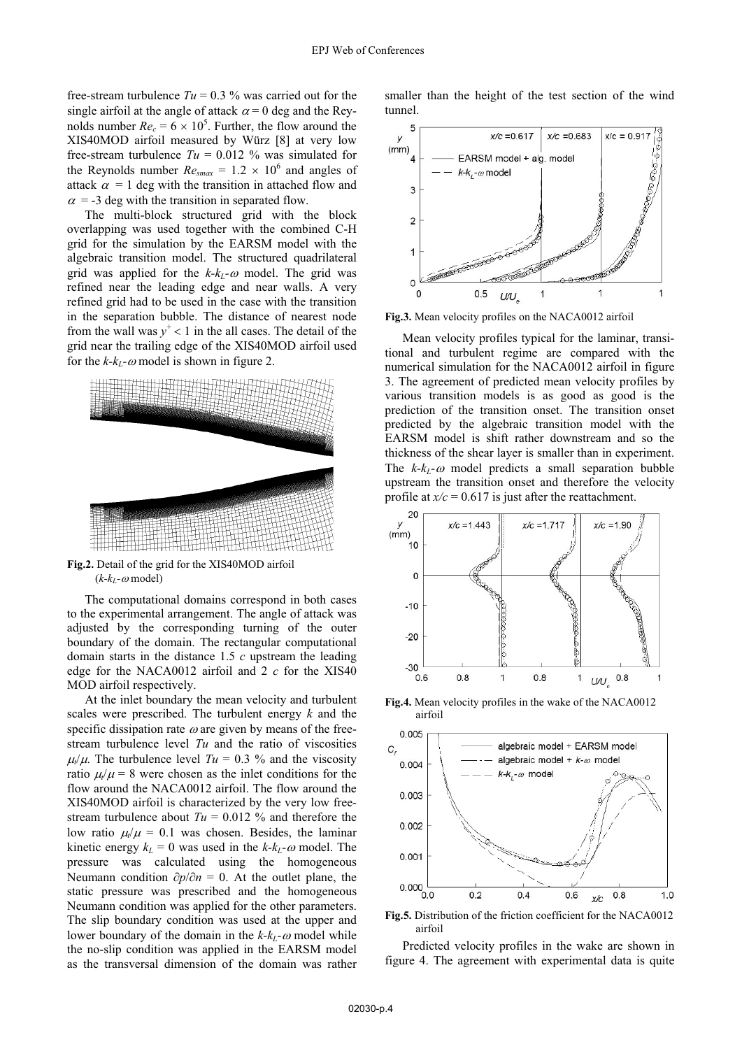free-stream turbulence $Tu = 0.3$ % was carried out for the single airfoil at the angle of attack $\alpha = 0$ deg and the Reynolds number $Re_c = 6 \times 10^5$. Further, the flow around the XIS40MOD airfoil measured by Würz [8] at very low free-stream turbulence $Tu = 0.012$ % was simulated for the Reynolds number $Re_{smax} = 1.2 \times 10^6$ and angles of attack $\alpha = 1$ deg with the transition in attached flow and $\alpha = -3$ deg with the transition in separated flow.

The multi-block structured grid with the block overlapping was used together with the combined C-H grid for the simulation by the EARSM model with the algebraic transition model. The structured quadrilateral grid was applied for the $k$-$k_L$-$\omega$ model. The grid was refined near the leading edge and near walls. A very refined grid had to be used in the case with the transition in the separation bubble. The distance of nearest node from the wall was $y^+ < 1$ in the all cases. The detail of the grid near the trailing edge of the XIS40MOD airfoil used for the $k$-$k_L$-$\omega$ model is shown in figure 2.

**Fig.2.** Detail of the grid for the XIS40MOD airfoil ($k$-$k_L$-$\omega$ model)

The computational domains correspond in both cases to the experimental arrangement. The angle of attack was adjusted by the corresponding turning of the outer boundary of the domain. The rectangular computational domain starts in the distance 1.5 $c$ upstream the leading edge for the NACA0012 airfoil and 2 $c$ for the XIS40 MOD airfoil respectively.

At the inlet boundary the mean velocity and turbulent scales were prescribed. The turbulent energy $k$ and the specific dissipation rate $\omega$ are given by means of the free-stream turbulence level $Tu$ and the ratio of viscosities $\mu_t/\mu$. The turbulence level $Tu = 0.3$ % and the viscosity ratio $\mu_t/\mu = 8$ were chosen as the inlet conditions for the flow around the NACA0012 airfoil. The flow around the XIS40MOD airfoil is characterized by the very low free-stream turbulence about $Tu = 0.012$ % and therefore the low ratio $\mu_t/\mu = 0.1$ was chosen. Besides, the laminar kinetic energy $k_L = 0$ was used in the $k$-$k_L$-$\omega$ model. The pressure was calculated using the homogeneous Neumann condition $\partial p/\partial n = 0$. At the outlet plane, the static pressure was prescribed and the homogeneous Neumann condition was applied for the other parameters. The slip boundary condition was used at the upper and lower boundary of the domain in the $k$-$k_L$-$\omega$ model while the no-slip condition was applied in the EARSM model as the transversal dimension of the domain was rather smaller than the height of the test section of the wind tunnel.

**Fig.3.** Mean velocity profiles on the NACA0012 airfoil

Mean velocity profiles typical for the laminar, transitional and turbulent regime are compared with the numerical simulation for the NACA0012 airfoil in figure 3. The agreement of predicted mean velocity profiles by various transition models is as good as good is the prediction of the transition onset. The transition onset predicted by the algebraic transition model with the EARSM model is shift rather downstream and so the thickness of the shear layer is smaller than in experiment. The $k$-$k_L$-$\omega$ model predicts a small separation bubble upstream the transition onset and therefore the velocity profile at $x/c = 0.617$ is just after the reattachment.

**Fig.4.** Mean velocity profiles in the wake of the NACA0012 airfoil

**Fig.5.** Distribution of the friction coefficient for the NACA0012 airfoil

Predicted velocity profiles in the wake are shown in figure 4. The agreement with experimental data is quite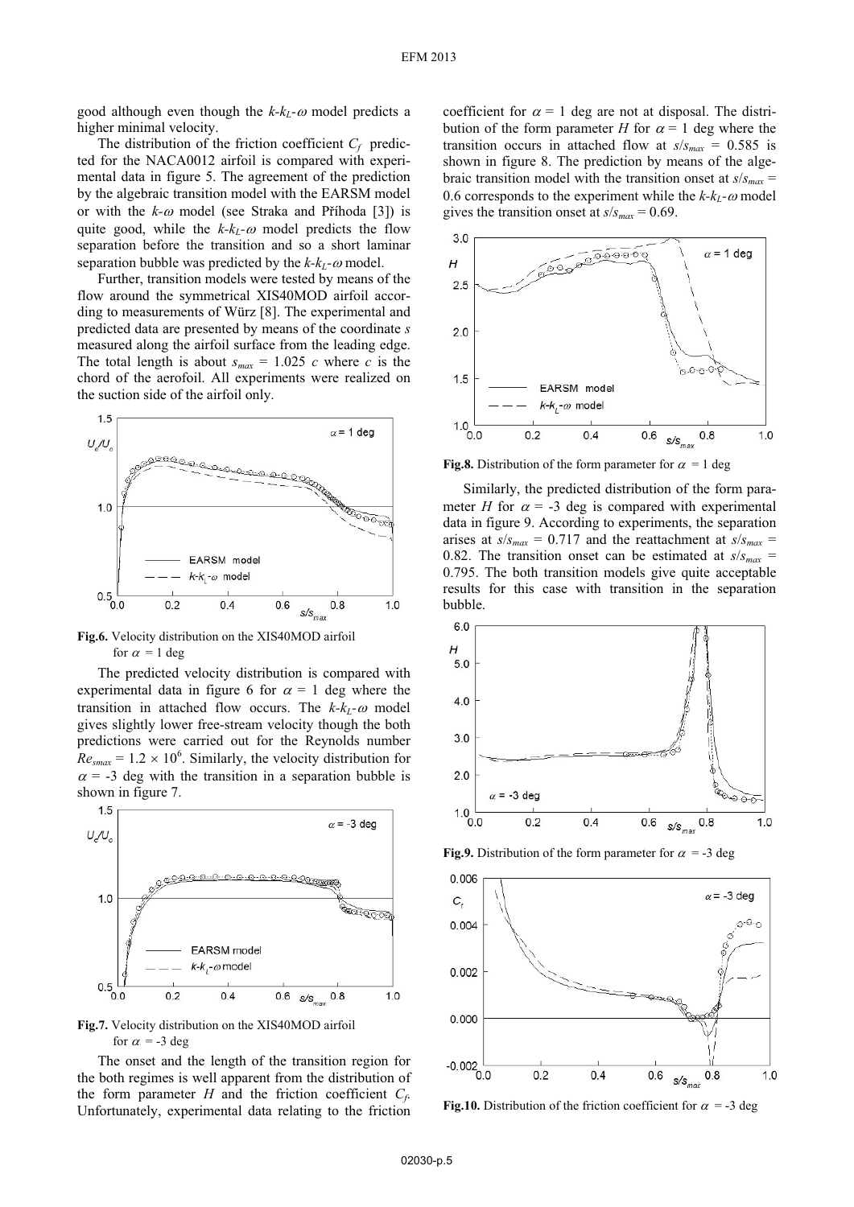good although even though the $k$-$k_L$-$\omega$ model predicts a higher minimal velocity.

The distribution of the friction coefficient $C_f$ predicted for the NACA0012 airfoil is compared with experimental data in figure 5. The agreement of the prediction by the algebraic transition model with the EARSM model or with the $k$-$\omega$ model (see Straka and Příhoda [3]) is quite good, while the $k$-$k_L$-$\omega$ model predicts the flow separation before the transition and so a short laminar separation bubble was predicted by the $k$-$k_L$-$\omega$ model.

Further, transition models were tested by means of the flow around the symmetrical XIS40MOD airfoil according to measurements of Würz [8]. The experimental and predicted data are presented by means of the coordinate $s$ measured along the airfoil surface from the leading edge. The total length is about $s_{max}$ = 1.025 $c$ where $c$ is the chord of the aerofoil. All experiments were realized on the suction side of the airfoil only.

**Fig.6.** Velocity distribution on the XIS40MOD airfoil for $\alpha$ = 1 deg

The predicted velocity distribution is compared with experimental data in figure 6 for $\alpha$ = 1 deg where the transition in attached flow occurs. The $k$-$k_L$-$\omega$ model gives slightly lower free-stream velocity though the both predictions were carried out for the Reynolds number $Re_{smax} = 1.2 \times 10^6$. Similarly, the velocity distribution for $\alpha$ = -3 deg with the transition in a separation bubble is shown in figure 7.

**Fig.7.** Velocity distribution on the XIS40MOD airfoil for $\alpha$ = -3 deg

The onset and the length of the transition region for the both regimes is well apparent from the distribution of the form parameter $H$ and the friction coefficient $C_f$. Unfortunately, experimental data relating to the friction coefficient for $\alpha$ = 1 deg are not at disposal. The distribution of the form parameter $H$ for $\alpha$ = 1 deg where the transition occurs in attached flow at $s/s_{max}$ = 0.585 is shown in figure 8. The prediction by means of the algebraic transition model with the transition onset at $s/s_{max}$ = 0.6 corresponds to the experiment while the $k$-$k_L$-$\omega$ model gives the transition onset at $s/s_{max}$ = 0.69.

**Fig.8.** Distribution of the form parameter for $\alpha$ = 1 deg

Similarly, the predicted distribution of the form parameter $H$ for $\alpha$ = -3 deg is compared with experimental data in figure 9. According to experiments, the separation arises at $s/s_{max}$ = 0.717 and the reattachment at $s/s_{max}$ = 0.82. The transition onset can be estimated at $s/s_{max}$ = 0.795. The both transition models give quite acceptable results for this case with transition in the separation bubble.

**Fig.9.** Distribution of the form parameter for $\alpha$ = -3 deg

**Fig.10.** Distribution of the friction coefficient for $\alpha$ = -3 deg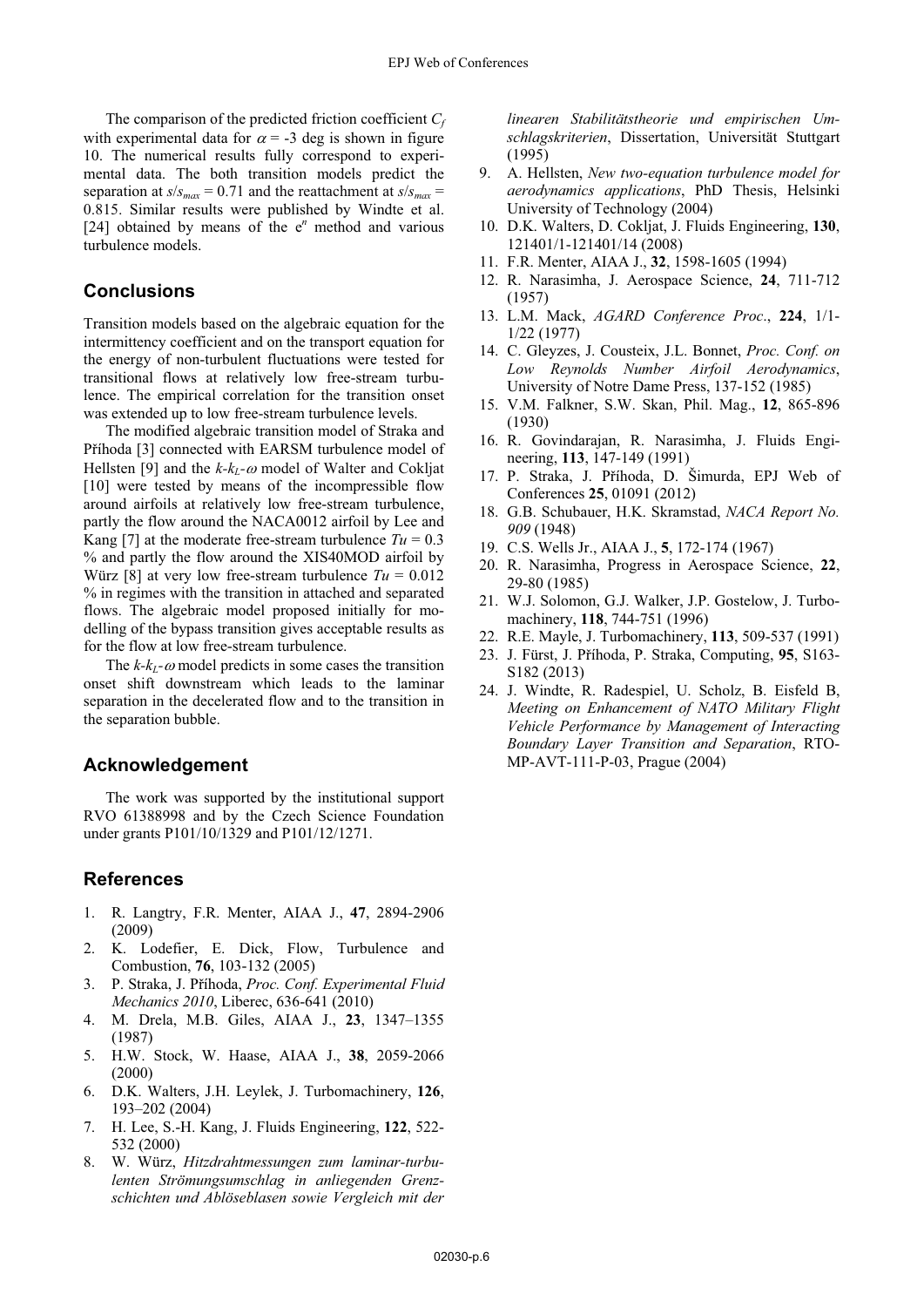The comparison of the predicted friction coefficient $C_f$ with experimental data for $\alpha$ = -3 deg is shown in figure 10. The numerical results fully correspond to experimental data. The both transition models predict the separation at $s/s_{max}$ = 0.71 and the reattachment at $s/s_{max}$ = 0.815. Similar results were published by Windte et al. [24] obtained by means of the e$^n$ method and various turbulence models.

## Conclusions

Transition models based on the algebraic equation for the intermittency coefficient and on the transport equation for the energy of non-turbulent fluctuations were tested for transitional flows at relatively low free-stream turbulence. The empirical correlation for the transition onset was extended up to low free-stream turbulence levels.

The modified algebraic transition model of Straka and Příhoda [3] connected with EARSM turbulence model of Hellsten [9] and the $k$-$k_L$-$\omega$ model of Walter and Cokljat [10] were tested by means of the incompressible flow around airfoils at relatively low free-stream turbulence, partly the flow around the NACA0012 airfoil by Lee and Kang [7] at the moderate free-stream turbulence $Tu$ = 0.3 % and partly the flow around the XIS40MOD airfoil by Würz [8] at very low free-stream turbulence $Tu$ = 0.012 % in regimes with the transition in attached and separated flows. The algebraic model proposed initially for modelling of the bypass transition gives acceptable results as for the flow at low free-stream turbulence.

The $k$-$k_L$-$\omega$ model predicts in some cases the transition onset shift downstream which leads to the laminar separation in the decelerated flow and to the transition in the separation bubble.

## Acknowledgement

The work was supported by the institutional support RVO 61388998 and by the Czech Science Foundation under grants P101/10/1329 and P101/12/1271.

## References

1. R. Langtry, F.R. Menter, AIAA J., **47**, 2894-2906 (2009)
2. K. Lodefier, E. Dick, Flow, Turbulence and Combustion, **76**, 103-132 (2005)
3. P. Straka, J. Příhoda, *Proc. Conf. Experimental Fluid Mechanics 2010*, Liberec, 636-641 (2010)
4. M. Drela, M.B. Giles, AIAA J., **23**, 1347–1355 (1987)
5. H.W. Stock, W. Haase, AIAA J., **38**, 2059-2066 (2000)
6. D.K. Walters, J.H. Leylek, J. Turbomachinery, **126**, 193–202 (2004)
7. H. Lee, S.-H. Kang, J. Fluids Engineering, **122**, 522-532 (2000)
8. W. Würz, *Hitzdrahtmessungen zum laminar-turbulenten Strömungsumschlag in anliegenden Grenzschichten und Ablöseblasen sowie Vergleich mit der linearen Stabilitätstheorie und empirischen Umschlagskriterien*, Dissertation, Universität Stuttgart (1995)
9. A. Hellsten, *New two-equation turbulence model for aerodynamics applications*, PhD Thesis, Helsinki University of Technology (2004)
10. D.K. Walters, D. Cokljat, J. Fluids Engineering, **130**, 121401/1-121401/14 (2008)
11. F.R. Menter, AIAA J., **32**, 1598-1605 (1994)
12. R. Narasimha, J. Aerospace Science, **24**, 711-712 (1957)
13. L.M. Mack, *AGARD Conference Proc*., **224**, 1/1-1/22 (1977)
14. C. Gleyzes, J. Cousteix, J.L. Bonnet, *Proc. Conf. on Low Reynolds Number Airfoil Aerodynamics*, University of Notre Dame Press, 137-152 (1985)
15. V.M. Falkner, S.W. Skan, Phil. Mag., **12**, 865-896 (1930)
16. R. Govindarajan, R. Narasimha, J. Fluids Engineering, **113**, 147-149 (1991)
17. P. Straka, J. Příhoda, D. Šimurda, EPJ Web of Conferences **25**, 01091 (2012)
18. G.B. Schubauer, H.K. Skramstad, *NACA Report No. 909* (1948)
19. C.S. Wells Jr., AIAA J., **5**, 172-174 (1967)
20. R. Narasimha, Progress in Aerospace Science, **22**, 29-80 (1985)
21. W.J. Solomon, G.J. Walker, J.P. Gostelow, J. Turbomachinery, **118**, 744-751 (1996)
22. R.E. Mayle, J. Turbomachinery, **113**, 509-537 (1991)
23. J. Fürst, J. Příhoda, P. Straka, Computing, **95**, S163-S182 (2013)
24. J. Windte, R. Radespiel, U. Scholz, B. Eisfeld B, *Meeting on Enhancement of NATO Military Flight Vehicle Performance by Management of Interacting Boundary Layer Transition and Separation*, RTO-MP-AVT-111-P-03, Prague (2004)